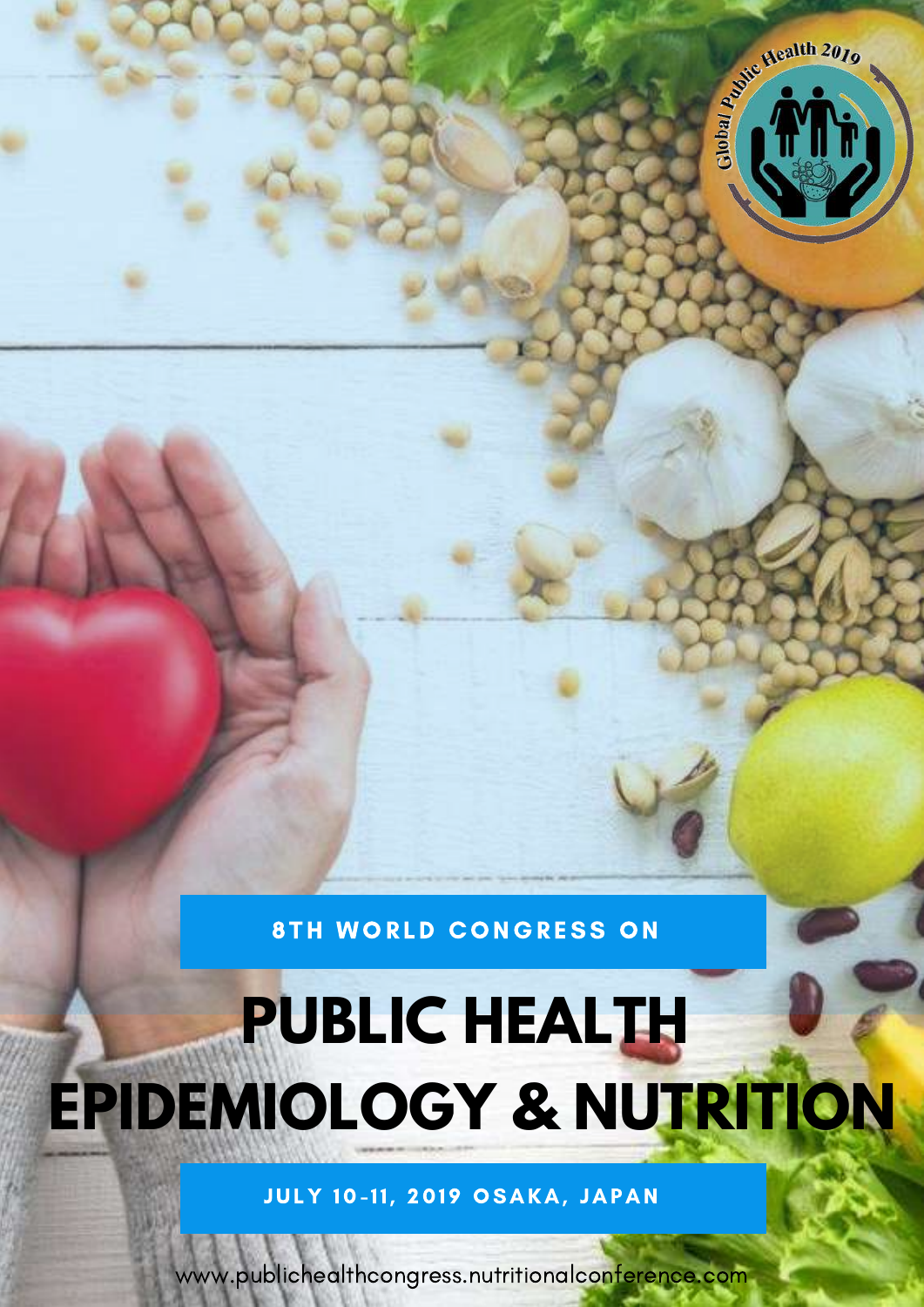Global Public Health 2019

8TH WORLD CONGRESS ON

# PUBLIC HEALTH EPIDEMIOLOGY & NUTRITION

JULY 10-11, 2019 OSAKA, JAPAN

www.publichealthcongress.nutritionalconference.com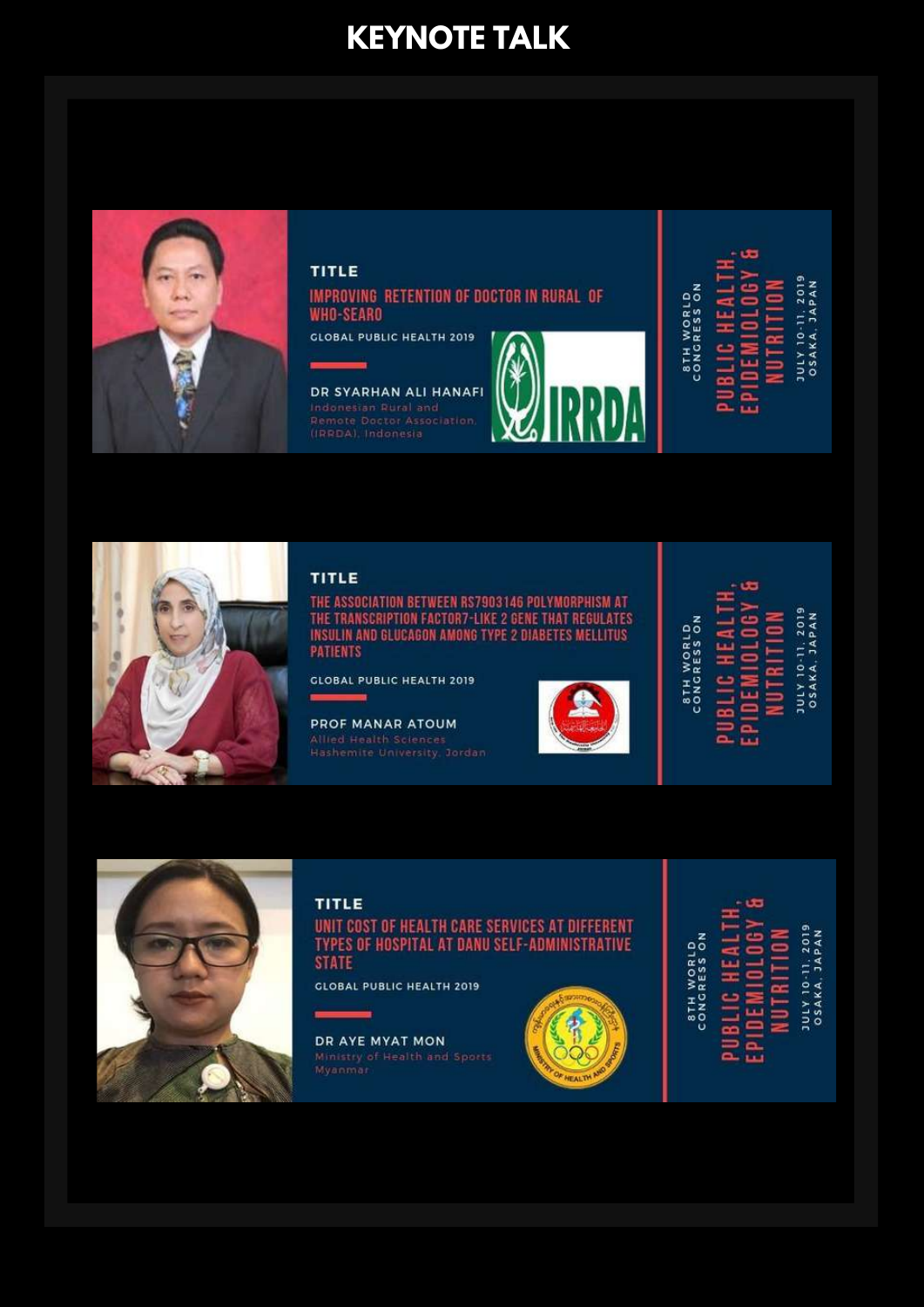# KEYNOTE TALK

## TITLE

**IMPROVING RETENTION OF DOCTOR IN RURAL OF WHO-SEARO**

GLOBAL PUBLIC HEALTH 2019

**DR SYARHAN ALI HANAFI**
Indonesian Rural and Remote Doctor Association (IRRDA), Indonesia

IRRDA

8TH WORLD CONGRESS ON
PUBLIC HEALTH, EPIDEMIOLOGY & NUTRITION
JULY 10-11, 2019
OSAKA, JAPAN

## TITLE

**THE ASSOCIATION BETWEEN RS7903146 POLYMORPHISM AT THE TRANSCRIPTION FACTOR7-LIKE 2 GENE THAT REGULATES INSULIN AND GLUCAGON AMONG TYPE 2 DIABETES MELLITUS PATIENTS**

GLOBAL PUBLIC HEALTH 2019

**PROF MANAR ATOUM**
Allied Health Sciences
Hashemite University, Jordan

8TH WORLD CONGRESS ON
PUBLIC HEALTH, EPIDEMIOLOGY & NUTRITION
JULY 10-11, 2019
OSAKA, JAPAN

## TITLE

**UNIT COST OF HEALTH CARE SERVICES AT DIFFERENT TYPES OF HOSPITAL AT DANU SELF-ADMINISTRATIVE STATE**

GLOBAL PUBLIC HEALTH 2019

**DR AYE MYAT MON**
Ministry of Health and Sports
Myanmar

8TH WORLD CONGRESS ON
PUBLIC HEALTH, EPIDEMIOLOGY & NUTRITION
JULY 10-11, 2019
OSAKA, JAPAN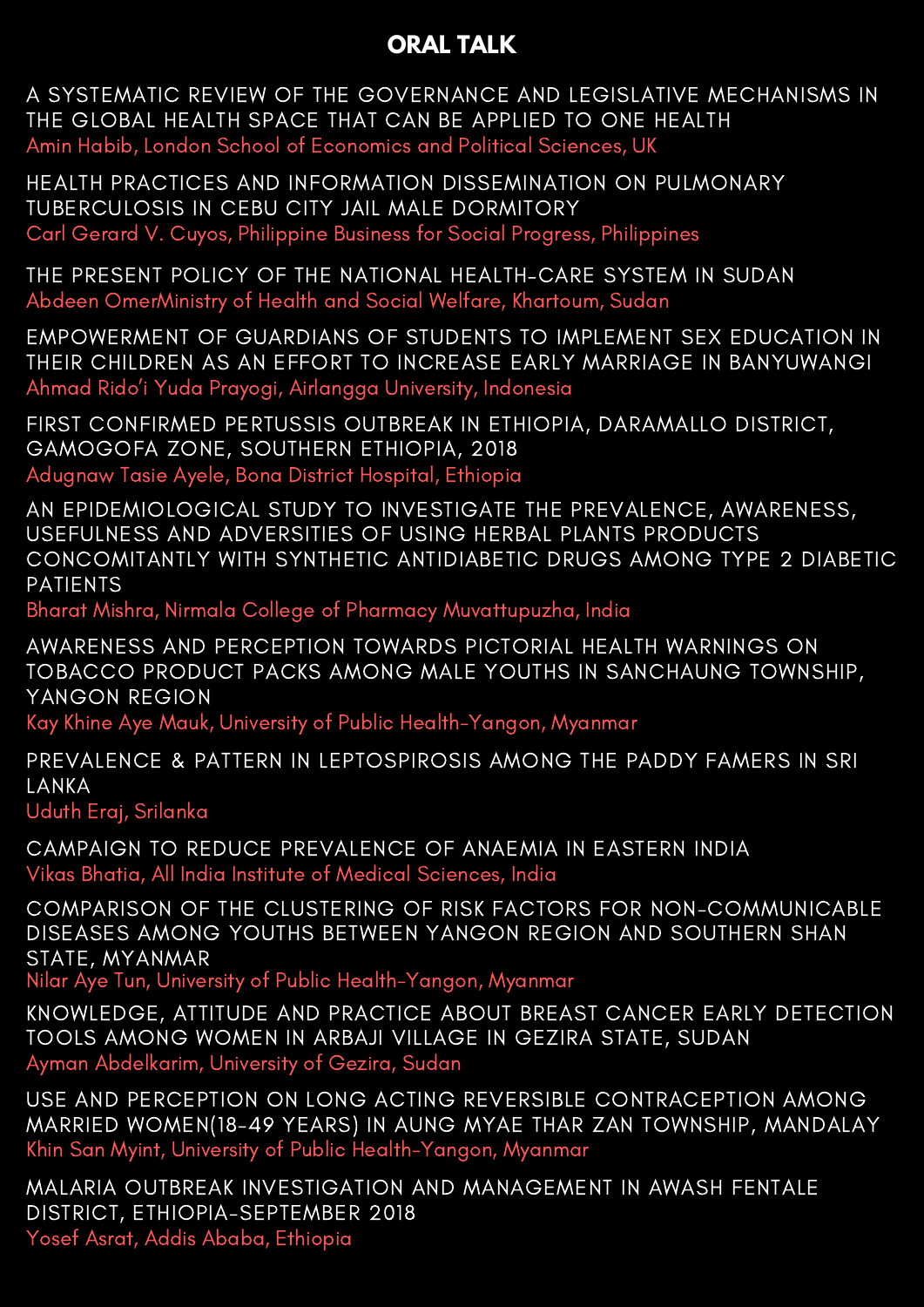## ORAL TALK

A SYSTEMATIC REVIEW OF THE GOVERNANCE AND LEGISLATIVE MECHANISMS IN THE GLOBAL HEALTH SPACE THAT CAN BE APPLIED TO ONE HEALTH
Amin Habib, London School of Economics and Political Sciences, UK

HEALTH PRACTICES AND INFORMATION DISSEMINATION ON PULMONARY TUBERCULOSIS IN CEBU CITY JAIL MALE DORMITORY
Carl Gerard V. Cuyos, Philippine Business for Social Progress, Philippines

THE PRESENT POLICY OF THE NATIONAL HEALTH-CARE SYSTEM IN SUDAN
Abdeen OmerMinistry of Health and Social Welfare, Khartoum, Sudan

EMPOWERMENT OF GUARDIANS OF STUDENTS TO IMPLEMENT SEX EDUCATION IN THEIR CHILDREN AS AN EFFORT TO INCREASE EARLY MARRIAGE IN BANYUWANGI
Ahmad Rido'i Yuda Prayogi, Airlangga University, Indonesia

FIRST CONFIRMED PERTUSSIS OUTBREAK IN ETHIOPIA, DARAMALLO DISTRICT, GAMOGOFA ZONE, SOUTHERN ETHIOPIA, 2018
Adugnaw Tasie Ayele, Bona District Hospital, Ethiopia

AN EPIDEMIOLOGICAL STUDY TO INVESTIGATE THE PREVALENCE, AWARENESS, USEFULNESS AND ADVERSITIES OF USING HERBAL PLANTS PRODUCTS CONCOMITANTLY WITH SYNTHETIC ANTIDIABETIC DRUGS AMONG TYPE 2 DIABETIC PATIENTS
Bharat Mishra, Nirmala College of Pharmacy Muvattupuzha, India

AWARENESS AND PERCEPTION TOWARDS PICTORIAL HEALTH WARNINGS ON TOBACCO PRODUCT PACKS AMONG MALE YOUTHS IN SANCHAUNG TOWNSHIP, YANGON REGION
Kay Khine Aye Mauk, University of Public Health-Yangon, Myanmar

PREVALENCE & PATTERN IN LEPTOSPIROSIS AMONG THE PADDY FAMERS IN SRI LANKA
Uduth Eraj, Srilanka

CAMPAIGN TO REDUCE PREVALENCE OF ANAEMIA IN EASTERN INDIA
Vikas Bhatia, All India Institute of Medical Sciences, India

COMPARISON OF THE CLUSTERING OF RISK FACTORS FOR NON-COMMUNICABLE DISEASES AMONG YOUTHS BETWEEN YANGON REGION AND SOUTHERN SHAN STATE, MYANMAR
Nilar Aye Tun, University of Public Health-Yangon, Myanmar

KNOWLEDGE, ATTITUDE AND PRACTICE ABOUT BREAST CANCER EARLY DETECTION TOOLS AMONG WOMEN IN ARBAJI VILLAGE IN GEZIRA STATE, SUDAN
Ayman Abdelkarim, University of Gezira, Sudan

USE AND PERCEPTION ON LONG ACTING REVERSIBLE CONTRACEPTION AMONG MARRIED WOMEN(18-49 YEARS) IN AUNG MYAE THAR ZAN TOWNSHIP, MANDALAY
Khin San Myint, University of Public Health-Yangon, Myanmar

MALARIA OUTBREAK INVESTIGATION AND MANAGEMENT IN AWASH FENTALE DISTRICT, ETHIOPIA-SEPTEMBER 2018
Yosef Asrat, Addis Ababa, Ethiopia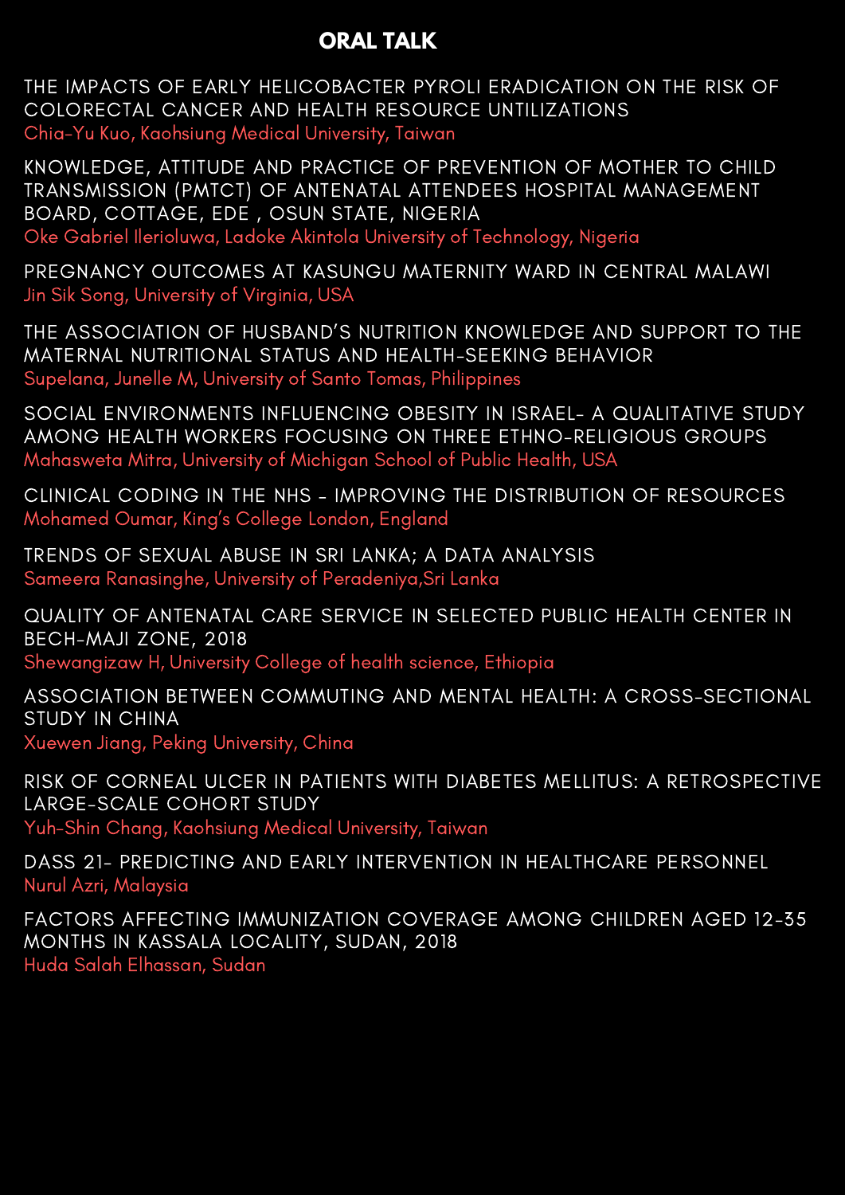## ORAL TALK

THE IMPACTS OF EARLY HELICOBACTER PYROLI ERADICATION ON THE RISK OF COLORECTAL CANCER AND HEALTH RESOURCE UNTILIZATIONS
Chia-Yu Kuo, Kaohsiung Medical University, Taiwan

KNOWLEDGE, ATTITUDE AND PRACTICE OF PREVENTION OF MOTHER TO CHILD TRANSMISSION (PMTCT) OF ANTENATAL ATTENDEES HOSPITAL MANAGEMENT BOARD, COTTAGE, EDE , OSUN STATE, NIGERIA
Oke Gabriel Ilerioluwa, Ladoke Akintola University of Technology, Nigeria

PREGNANCY OUTCOMES AT KASUNGU MATERNITY WARD IN CENTRAL MALAWI
Jin Sik Song, University of Virginia, USA

THE ASSOCIATION OF HUSBAND'S NUTRITION KNOWLEDGE AND SUPPORT TO THE MATERNAL NUTRITIONAL STATUS AND HEALTH-SEEKING BEHAVIOR
Supelana, Junelle M, University of Santo Tomas, Philippines

SOCIAL ENVIRONMENTS INFLUENCING OBESITY IN ISRAEL- A QUALITATIVE STUDY AMONG HEALTH WORKERS FOCUSING ON THREE ETHNO-RELIGIOUS GROUPS
Mahasweta Mitra, University of Michigan School of Public Health, USA

CLINICAL CODING IN THE NHS - IMPROVING THE DISTRIBUTION OF RESOURCES
Mohamed Oumar, King's College London, England

TRENDS OF SEXUAL ABUSE IN SRI LANKA; A DATA ANALYSIS
Sameera Ranasinghe, University of Peradeniya,Sri Lanka

QUALITY OF ANTENATAL CARE SERVICE IN SELECTED PUBLIC HEALTH CENTER IN BECH-MAJI ZONE, 2018
Shewangizaw H, University College of health science, Ethiopia

ASSOCIATION BETWEEN COMMUTING AND MENTAL HEALTH: A CROSS-SECTIONAL STUDY IN CHINA
Xuewen Jiang, Peking University, China

RISK OF CORNEAL ULCER IN PATIENTS WITH DIABETES MELLITUS: A RETROSPECTIVE LARGE-SCALE COHORT STUDY
Yuh-Shin Chang, Kaohsiung Medical University, Taiwan

DASS 21- PREDICTING AND EARLY INTERVENTION IN HEALTHCARE PERSONNEL
Nurul Azri, Malaysia

FACTORS AFFECTING IMMUNIZATION COVERAGE AMONG CHILDREN AGED 12-35 MONTHS IN KASSALA LOCALITY, SUDAN, 2018
Huda Salah Elhassan, Sudan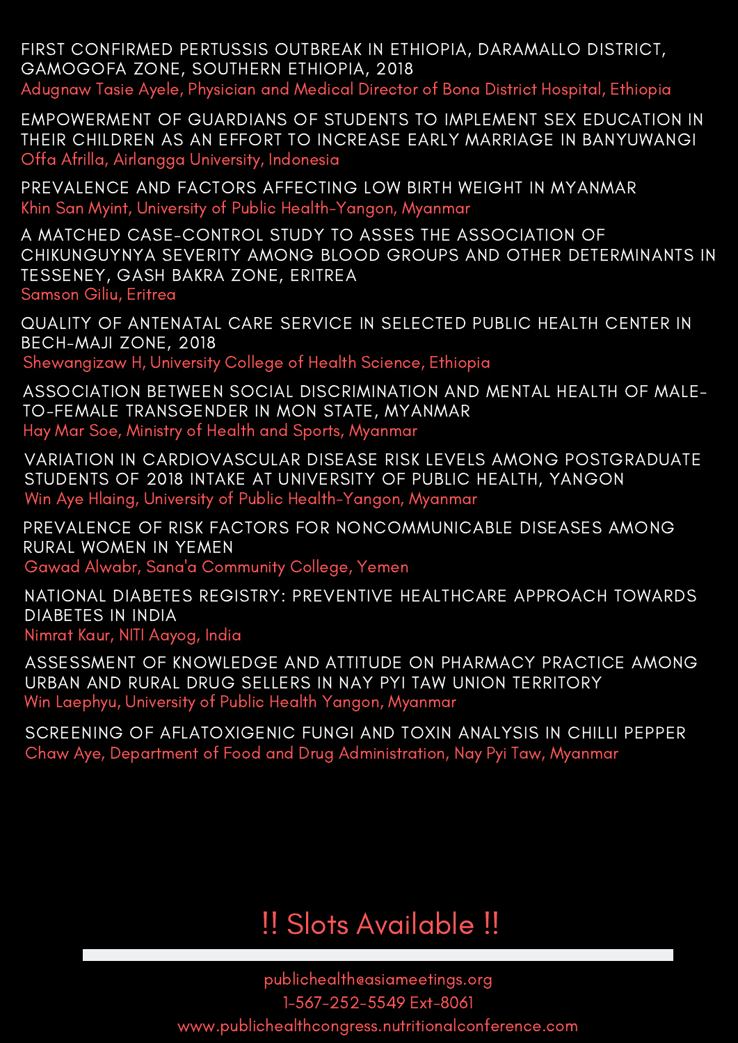FIRST CONFIRMED PERTUSSIS OUTBREAK IN ETHIOPIA, DARAMALLO DISTRICT, GAMOGOFA ZONE, SOUTHERN ETHIOPIA, 2018
Adugnaw Tasie Ayele, Physician and Medical Director of Bona District Hospital, Ethiopia

EMPOWERMENT OF GUARDIANS OF STUDENTS TO IMPLEMENT SEX EDUCATION IN THEIR CHILDREN AS AN EFFORT TO INCREASE EARLY MARRIAGE IN BANYUWANGI
Offa Afrilla, Airlangga University, Indonesia

PREVALENCE AND FACTORS AFFECTING LOW BIRTH WEIGHT IN MYANMAR
Khin San Myint, University of Public Health-Yangon, Myanmar

A MATCHED CASE-CONTROL STUDY TO ASSES THE ASSOCIATION OF CHIKUNGUYNYA SEVERITY AMONG BLOOD GROUPS AND OTHER DETERMINANTS IN TESSENEY, GASH BAKRA ZONE, ERITREA
Samson Giliu, Eritrea

QUALITY OF ANTENATAL CARE SERVICE IN SELECTED PUBLIC HEALTH CENTER IN BECH-MAJI ZONE, 2018
Shewangizaw H, University College of Health Science, Ethiopia

ASSOCIATION BETWEEN SOCIAL DISCRIMINATION AND MENTAL HEALTH OF MALE-TO-FEMALE TRANSGENDER IN MON STATE, MYANMAR
Hay Mar Soe, Ministry of Health and Sports, Myanmar

VARIATION IN CARDIOVASCULAR DISEASE RISK LEVELS AMONG POSTGRADUATE STUDENTS OF 2018 INTAKE AT UNIVERSITY OF PUBLIC HEALTH, YANGON
Win Aye Hlaing, University of Public Health-Yangon, Myanmar

PREVALENCE OF RISK FACTORS FOR NONCOMMUNICABLE DISEASES AMONG RURAL WOMEN IN YEMEN
Gawad Alwabr, Sana'a Community College, Yemen

NATIONAL DIABETES REGISTRY: PREVENTIVE HEALTHCARE APPROACH TOWARDS DIABETES IN INDIA
Nimrat Kaur, NITI Aayog, India

ASSESSMENT OF KNOWLEDGE AND ATTITUDE ON PHARMACY PRACTICE AMONG URBAN AND RURAL DRUG SELLERS IN NAY PYI TAW UNION TERRITORY
Win Laephyu, University of Public Health Yangon, Myanmar

SCREENING OF AFLATOXIGENIC FUNGI AND TOXIN ANALYSIS IN CHILLI PEPPER
Chaw Aye, Department of Food and Drug Administration, Nay Pyi Taw, Myanmar

## !! Slots Available !!

publichealth@asiameetings.org
1-567-252-5549 Ext-8061
www.publichealthcongress.nutritionalconference.com